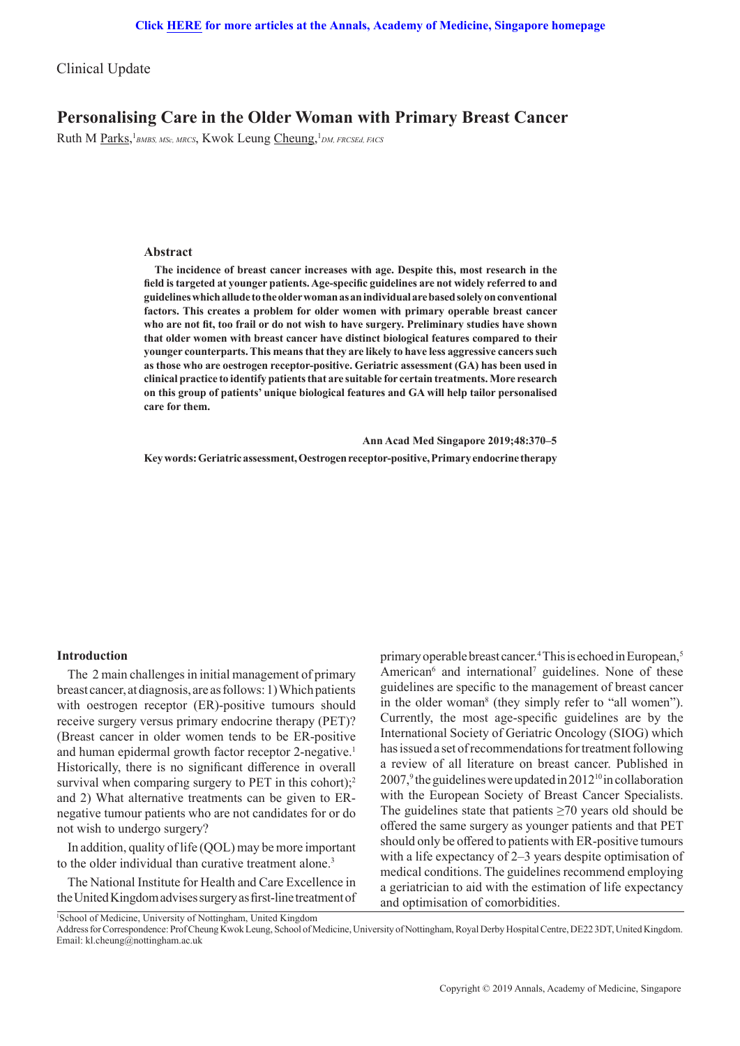Clinical Update

# Personalising Care in the Older Woman with Primary Breast Cancer

Ruth M Parks,[1] *BMBS, MSc, MRCS*, Kwok Leung Cheung,[1] *DM, FRCSEd, FACS*

## Abstract

**The incidence of breast cancer increases with age. Despite this, most research in the field is targeted at younger patients. Age-specific guidelines are not widely referred to and guidelines which allude to the older woman as an individual are based solely on conventional factors. This creates a problem for older women with primary operable breast cancer who are not fit, too frail or do not wish to have surgery. Preliminary studies have shown that older women with breast cancer have distinct biological features compared to their younger counterparts. This means that they are likely to have less aggressive cancers such as those who are oestrogen receptor-positive. Geriatric assessment (GA) has been used in clinical practice to identify patients that are suitable for certain treatments. More research on this group of patients' unique biological features and GA will help tailor personalised care for them.**

**Ann Acad Med Singapore 2019;48:370–5**

**Key words: Geriatric assessment, Oestrogen receptor-positive, Primary endocrine therapy**

## Introduction

The 2 main challenges in initial management of primary breast cancer, at diagnosis, are as follows: 1) Which patients with oestrogen receptor (ER)-positive tumours should receive surgery versus primary endocrine therapy (PET)? (Breast cancer in older women tends to be ER-positive and human epidermal growth factor receptor 2-negative.[1] Historically, there is no significant difference in overall survival when comparing surgery to PET in this cohort);[2] and 2) What alternative treatments can be given to ER-negative tumour patients who are not candidates for or do not wish to undergo surgery?

In addition, quality of life (QOL) may be more important to the older individual than curative treatment alone.[3]

The National Institute for Health and Care Excellence in the United Kingdom advises surgery as first-line treatment of primary operable breast cancer.[4] This is echoed in European,[5] American[6] and international[7] guidelines. None of these guidelines are specific to the management of breast cancer in the older woman[8] (they simply refer to "all women"). Currently, the most age-specific guidelines are by the International Society of Geriatric Oncology (SIOG) which has issued a set of recommendations for treatment following a review of all literature on breast cancer. Published in 2007,[9] the guidelines were updated in 2012[10] in collaboration with the European Society of Breast Cancer Specialists. The guidelines state that patients ≥70 years old should be offered the same surgery as younger patients and that PET should only be offered to patients with ER-positive tumours with a life expectancy of 2–3 years despite optimisation of medical conditions. The guidelines recommend employing a geriatrician to aid with the estimation of life expectancy and optimisation of comorbidities.

[1]School of Medicine, University of Nottingham, United Kingdom

Address for Correspondence: Prof Cheung Kwok Leung, School of Medicine, University of Nottingham, Royal Derby Hospital Centre, DE22 3DT, United Kingdom.
Email: kl.cheung@nottingham.ac.uk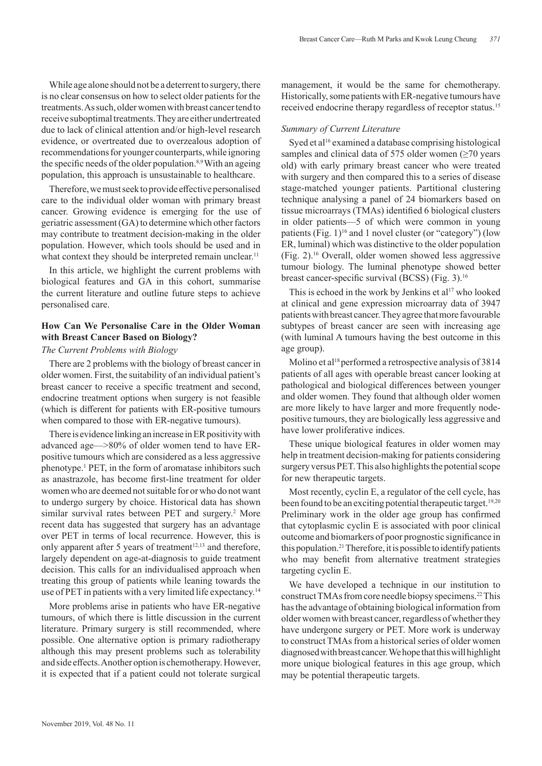While age alone should not be a deterrent to surgery, there is no clear consensus on how to select older patients for the treatments. As such, older women with breast cancer tend to receive suboptimal treatments. They are either undertreated due to lack of clinical attention and/or high-level research evidence, or overtreated due to overzealous adoption of recommendations for younger counterparts, while ignoring the specific needs of the older population.[8,9] With an ageing population, this approach is unsustainable to healthcare.

Therefore, we must seek to provide effective personalised care to the individual older woman with primary breast cancer. Growing evidence is emerging for the use of geriatric assessment (GA) to determine which other factors may contribute to treatment decision-making in the older population. However, which tools should be used and in what context they should be interpreted remain unclear.[11]

In this article, we highlight the current problems with biological features and GA in this cohort, summarise the current literature and outline future steps to achieve personalised care.

## How Can We Personalise Care in the Older Woman with Breast Cancer Based on Biology?

### *The Current Problems with Biology*

There are 2 problems with the biology of breast cancer in older women. First, the suitability of an individual patient's breast cancer to receive a specific treatment and second, endocrine treatment options when surgery is not feasible (which is different for patients with ER-positive tumours when compared to those with ER-negative tumours).

There is evidence linking an increase in ER positivity with advanced age—>80% of older women tend to have ER-positive tumours which are considered as a less aggressive phenotype.[1] PET, in the form of aromatase inhibitors such as anastrazole, has become first-line treatment for older women who are deemed not suitable for or who do not want to undergo surgery by choice. Historical data has shown similar survival rates between PET and surgery.[2] More recent data has suggested that surgery has an advantage over PET in terms of local recurrence. However, this is only apparent after 5 years of treatment[12,13] and therefore, largely dependent on age-at-diagnosis to guide treatment decision. This calls for an individualised approach when treating this group of patients while leaning towards the use of PET in patients with a very limited life expectancy.[14]

More problems arise in patients who have ER-negative tumours, of which there is little discussion in the current literature. Primary surgery is still recommended, where possible. One alternative option is primary radiotherapy although this may present problems such as tolerability and side effects. Another option is chemotherapy. However, it is expected that if a patient could not tolerate surgical management, it would be the same for chemotherapy. Historically, some patients with ER-negative tumours have received endocrine therapy regardless of receptor status.[15]

### *Summary of Current Literature*

Syed et al[16] examined a database comprising histological samples and clinical data of 575 older women (≥70 years old) with early primary breast cancer who were treated with surgery and then compared this to a series of disease stage-matched younger patients. Partitional clustering technique analysing a panel of 24 biomarkers based on tissue microarrays (TMAs) identified 6 biological clusters in older patients—5 of which were common in young patients (Fig. 1)[16] and 1 novel cluster (or "category") (low ER, luminal) which was distinctive to the older population (Fig. 2).[16] Overall, older women showed less aggressive tumour biology. The luminal phenotype showed better breast cancer-specific survival (BCSS) (Fig. 3).[16]

This is echoed in the work by Jenkins et al[17] who looked at clinical and gene expression microarray data of 3947 patients with breast cancer. They agree that more favourable subtypes of breast cancer are seen with increasing age (with luminal A tumours having the best outcome in this age group).

Molino et al[18] performed a retrospective analysis of 3814 patients of all ages with operable breast cancer looking at pathological and biological differences between younger and older women. They found that although older women are more likely to have larger and more frequently node-positive tumours, they are biologically less aggressive and have lower proliferative indices.

These unique biological features in older women may help in treatment decision-making for patients considering surgery versus PET. This also highlights the potential scope for new therapeutic targets.

Most recently, cyclin E, a regulator of the cell cycle, has been found to be an exciting potential therapeutic target.[19,20] Preliminary work in the older age group has confirmed that cytoplasmic cyclin E is associated with poor clinical outcome and biomarkers of poor prognostic significance in this population.[21] Therefore, it is possible to identify patients who may benefit from alternative treatment strategies targeting cyclin E.

We have developed a technique in our institution to construct TMAs from core needle biopsy specimens.[22] This has the advantage of obtaining biological information from older women with breast cancer, regardless of whether they have undergone surgery or PET. More work is underway to construct TMAs from a historical series of older women diagnosed with breast cancer. We hope that this will highlight more unique biological features in this age group, which may be potential therapeutic targets.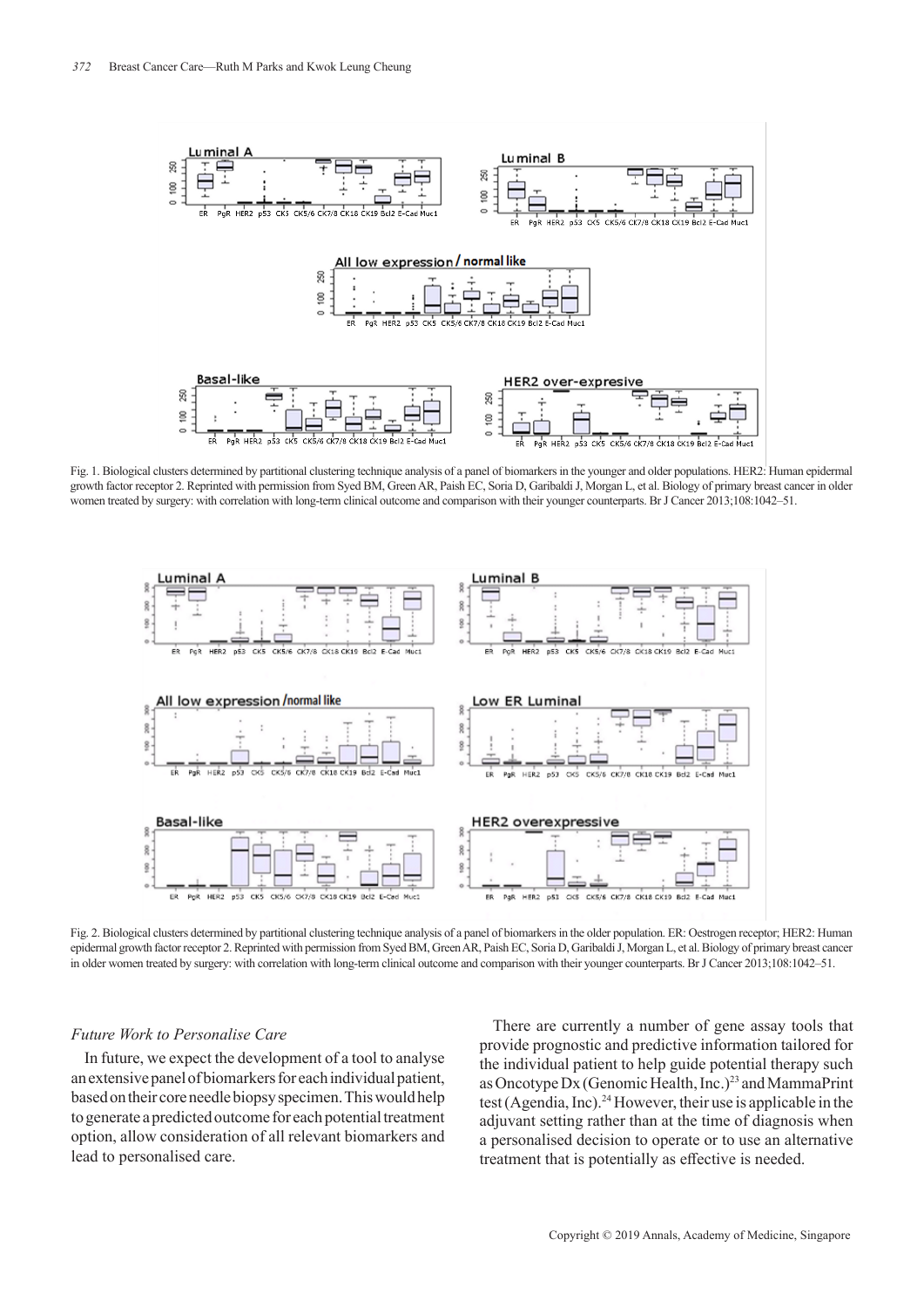Fig. 1. Biological clusters determined by partitional clustering technique analysis of a panel of biomarkers in the younger and older populations. HER2: Human epidermal growth factor receptor 2. Reprinted with permission from Syed BM, Green AR, Paish EC, Soria D, Garibaldi J, Morgan L, et al. Biology of primary breast cancer in older women treated by surgery: with correlation with long-term clinical outcome and comparison with their younger counterparts. Br J Cancer 2013;108:1042–51.

Fig. 2. Biological clusters determined by partitional clustering technique analysis of a panel of biomarkers in the older population. ER: Oestrogen receptor; HER2: Human epidermal growth factor receptor 2. Reprinted with permission from Syed BM, Green AR, Paish EC, Soria D, Garibaldi J, Morgan L, et al. Biology of primary breast cancer in older women treated by surgery: with correlation with long-term clinical outcome and comparison with their younger counterparts. Br J Cancer 2013;108:1042–51.

### *Future Work to Personalise Care*

In future, we expect the development of a tool to analyse an extensive panel of biomarkers for each individual patient, based on their core needle biopsy specimen. This would help to generate a predicted outcome for each potential treatment option, allow consideration of all relevant biomarkers and lead to personalised care.

There are currently a number of gene assay tools that provide prognostic and predictive information tailored for the individual patient to help guide potential therapy such as Oncotype Dx (Genomic Health, Inc.)[23] and MammaPrint test (Agendia, Inc).[24] However, their use is applicable in the adjuvant setting rather than at the time of diagnosis when a personalised decision to operate or to use an alternative treatment that is potentially as effective is needed.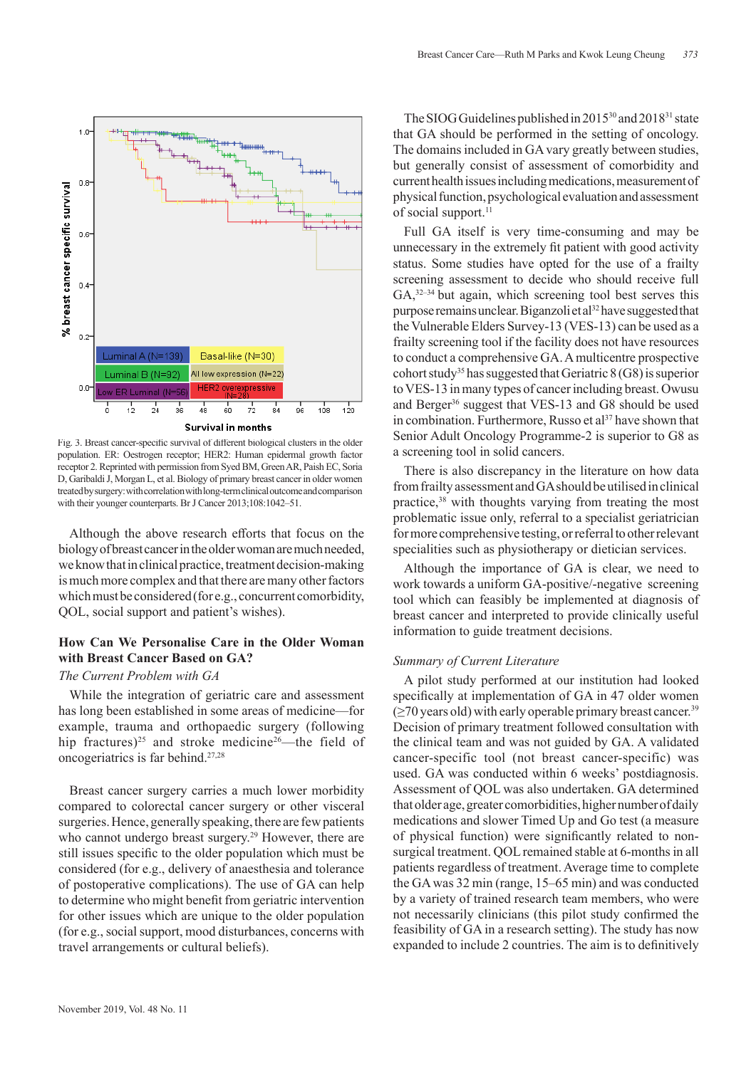Fig. 3. Breast cancer-specific survival of different biological clusters in the older population. ER: Oestrogen receptor; HER2: Human epidermal growth factor receptor 2. Reprinted with permission from Syed BM, Green AR, Paish EC, Soria D, Garibaldi J, Morgan L, et al. Biology of primary breast cancer in older women treated by surgery: with correlation with long-term clinical outcome and comparison with their younger counterparts. Br J Cancer 2013;108:1042–51.

Although the above research efforts that focus on the biology of breast cancer in the older woman are much needed, we know that in clinical practice, treatment decision-making is much more complex and that there are many other factors which must be considered (for e.g., concurrent comorbidity, QOL, social support and patient's wishes).

## How Can We Personalise Care in the Older Woman with Breast Cancer Based on GA?

### *The Current Problem with GA*

While the integration of geriatric care and assessment has long been established in some areas of medicine—for example, trauma and orthopaedic surgery (following hip fractures)[25] and stroke medicine[26]—the field of oncogeriatrics is far behind.[27,28]

Breast cancer surgery carries a much lower morbidity compared to colorectal cancer surgery or other visceral surgeries. Hence, generally speaking, there are few patients who cannot undergo breast surgery.[29] However, there are still issues specific to the older population which must be considered (for e.g., delivery of anaesthesia and tolerance of postoperative complications). The use of GA can help to determine who might benefit from geriatric intervention for other issues which are unique to the older population (for e.g., social support, mood disturbances, concerns with travel arrangements or cultural beliefs).

The SIOG Guidelines published in 2015[30] and 2018[31] state that GA should be performed in the setting of oncology. The domains included in GA vary greatly between studies, but generally consist of assessment of comorbidity and current health issues including medications, measurement of physical function, psychological evaluation and assessment of social support.[11]

Full GA itself is very time-consuming and may be unnecessary in the extremely fit patient with good activity status. Some studies have opted for the use of a frailty screening assessment to decide who should receive full GA,[32–34] but again, which screening tool best serves this purpose remains unclear. Biganzoli et al[32] have suggested that the Vulnerable Elders Survey-13 (VES-13) can be used as a frailty screening tool if the facility does not have resources to conduct a comprehensive GA. A multicentre prospective cohort study[35] has suggested that Geriatric 8 (G8) is superior to VES-13 in many types of cancer including breast. Owusu and Berger[36] suggest that VES-13 and G8 should be used in combination. Furthermore, Russo et al[37] have shown that Senior Adult Oncology Programme-2 is superior to G8 as a screening tool in solid cancers.

There is also discrepancy in the literature on how data from frailty assessment and GA should be utilised in clinical practice,[38] with thoughts varying from treating the most problematic issue only, referral to a specialist geriatrician for more comprehensive testing, or referral to other relevant specialities such as physiotherapy or dietician services.

Although the importance of GA is clear, we need to work towards a uniform GA-positive/-negative screening tool which can feasibly be implemented at diagnosis of breast cancer and interpreted to provide clinically useful information to guide treatment decisions.

### *Summary of Current Literature*

A pilot study performed at our institution had looked specifically at implementation of GA in 47 older women ($\geq$70 years old) with early operable primary breast cancer.[39] Decision of primary treatment followed consultation with the clinical team and was not guided by GA. A validated cancer-specific tool (not breast cancer-specific) was used. GA was conducted within 6 weeks' postdiagnosis. Assessment of QOL was also undertaken. GA determined that older age, greater comorbidities, higher number of daily medications and slower Timed Up and Go test (a measure of physical function) were significantly related to non-surgical treatment. QOL remained stable at 6-months in all patients regardless of treatment. Average time to complete the GA was 32 min (range, 15–65 min) and was conducted by a variety of trained research team members, who were not necessarily clinicians (this pilot study confirmed the feasibility of GA in a research setting). The study has now expanded to include 2 countries. The aim is to definitively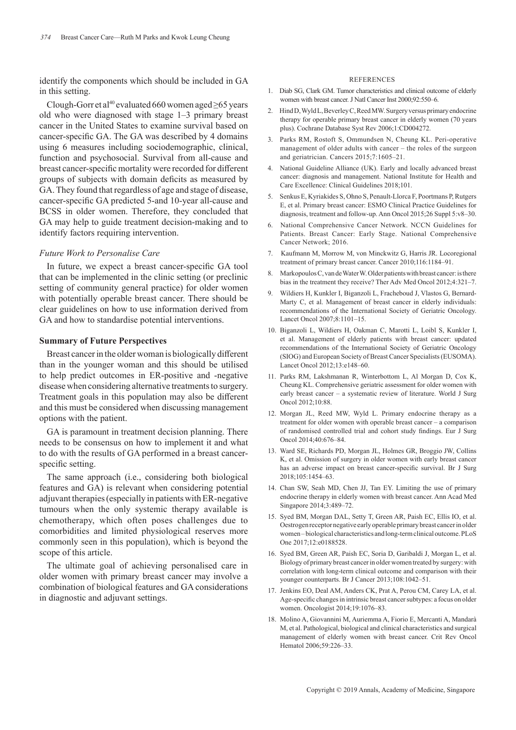identify the components which should be included in GA in this setting.

Clough-Gorr et al[40] evaluated 660 women aged ≥65 years old who were diagnosed with stage 1–3 primary breast cancer in the United States to examine survival based on cancer-specific GA. The GA was described by 4 domains using 6 measures including sociodemographic, clinical, function and psychosocial. Survival from all-cause and breast cancer-specific mortality were recorded for different groups of subjects with domain deficits as measured by GA. They found that regardless of age and stage of disease, cancer-specific GA predicted 5-and 10-year all-cause and BCSS in older women. Therefore, they concluded that GA may help to guide treatment decision-making and to identify factors requiring intervention.

### *Future Work to Personalise Care*

In future, we expect a breast cancer-specific GA tool that can be implemented in the clinic setting (or preclinic setting of community general practice) for older women with potentially operable breast cancer. There should be clear guidelines on how to use information derived from GA and how to standardise potential interventions.

## **Summary of Future Perspectives**

Breast cancer in the older woman is biologically different than in the younger woman and this should be utilised to help predict outcomes in ER-positive and -negative disease when considering alternative treatments to surgery. Treatment goals in this population may also be different and this must be considered when discussing management options with the patient.

GA is paramount in treatment decision planning. There needs to be consensus on how to implement it and what to do with the results of GA performed in a breast cancer-specific setting.

The same approach (i.e., considering both biological features and GA) is relevant when considering potential adjuvant therapies (especially in patients with ER-negative tumours when the only systemic therapy available is chemotherapy, which often poses challenges due to comorbidities and limited physiological reserves more commonly seen in this population), which is beyond the scope of this article.

The ultimate goal of achieving personalised care in older women with primary breast cancer may involve a combination of biological features and GA considerations in diagnostic and adjuvant settings.

## REFERENCES

1. Diab SG, Clark GM. Tumor characteristics and clinical outcome of elderly women with breast cancer. J Natl Cancer Inst 2000;92:550–6.
2. Hind D, Wyld L, Beverley C, Reed MW. Surgery versus primary endocrine therapy for operable primary breast cancer in elderly women (70 years plus). Cochrane Database Syst Rev 2006;1:CD004272.
3. Parks RM, Rostoft S, Ommundsen N, Cheung KL. Peri-operative management of older adults with cancer – the roles of the surgeon and geriatrician. Cancers 2015;7:1605–21.
4. National Guideline Alliance (UK). Early and locally advanced breast cancer: diagnosis and management. National Institute for Health and Care Excellence: Clinical Guidelines 2018;101.
5. Senkus E, Kyriakides S, Ohno S, Penault-Llorca F, Poortmans P, Rutgers E, et al. Primary breast cancer: ESMO Clinical Practice Guidelines for diagnosis, treatment and follow-up. Ann Oncol 2015;26 Suppl 5:v8–30.
6. National Comprehensive Cancer Network. NCCN Guidelines for Patients. Breast Cancer: Early Stage. National Comprehensive Cancer Network; 2016.
7. Kaufmann M, Morrow M, von Minckwitz G, Harris JR. Locoregional treatment of primary breast cancer. Cancer 2010;116:1184–91.
8. Markopoulos C, van de Water W. Older patients with breast cancer: is there bias in the treatment they receive? Ther Adv Med Oncol 2012;4:321–7.
9. Wildiers H, Kunkler I, Biganzoli L, Fracheboud J, Vlastos G, Bernard-Marty C, et al. Management of breast cancer in elderly individuals: recommendations of the International Society of Geriatric Oncology. Lancet Oncol 2007;8:1101–15.
10. Biganzoli L, Wildiers H, Oakman C, Marotti L, Loibl S, Kunkler I, et al. Management of elderly patients with breast cancer: updated recommendations of the International Society of Geriatric Oncology (SIOG) and European Society of Breast Cancer Specialists (EUSOMA). Lancet Oncol 2012;13:e148–60.
11. Parks RM, Lakshmanan R, Winterbottom L, Al Morgan D, Cox K, Cheung KL. Comprehensive geriatric assessment for older women with early breast cancer – a systematic review of literature. World J Surg Oncol 2012;10:88.
12. Morgan JL, Reed MW, Wyld L. Primary endocrine therapy as a treatment for older women with operable breast cancer – a comparison of randomised controlled trial and cohort study findings. Eur J Surg Oncol 2014;40:676–84.
13. Ward SE, Richards PD, Morgan JL, Holmes GR, Broggio JW, Collins K, et al. Omission of surgery in older women with early breast cancer has an adverse impact on breast cancer-specific survival. Br J Surg 2018;105:1454–63.
14. Chan SW, Seah MD, Chen JJ, Tan EY. Limiting the use of primary endocrine therapy in elderly women with breast cancer. Ann Acad Med Singapore 2014;3:489–72.
15. Syed BM, Morgan DAL, Setty T, Green AR, Paish EC, Ellis IO, et al. Oestrogen receptor negative early operable primary breast cancer in older women – biological characteristics and long-term clinical outcome. PLoS One 2017;12:e0188528.
16. Syed BM, Green AR, Paish EC, Soria D, Garibaldi J, Morgan L, et al. Biology of primary breast cancer in older women treated by surgery: with correlation with long-term clinical outcome and comparison with their younger counterparts. Br J Cancer 2013;108:1042–51.
17. Jenkins EO, Deal AM, Anders CK, Prat A, Perou CM, Carey LA, et al. Age-specific changes in intrinsic breast cancer subtypes: a focus on older women. Oncologist 2014;19:1076–83.
18. Molino A, Giovannini M, Auriemma A, Fiorio E, Mercanti A, Mandarà M, et al. Pathological, biological and clinical characteristics and surgical management of elderly women with breast cancer. Crit Rev Oncol Hematol 2006;59:226–33.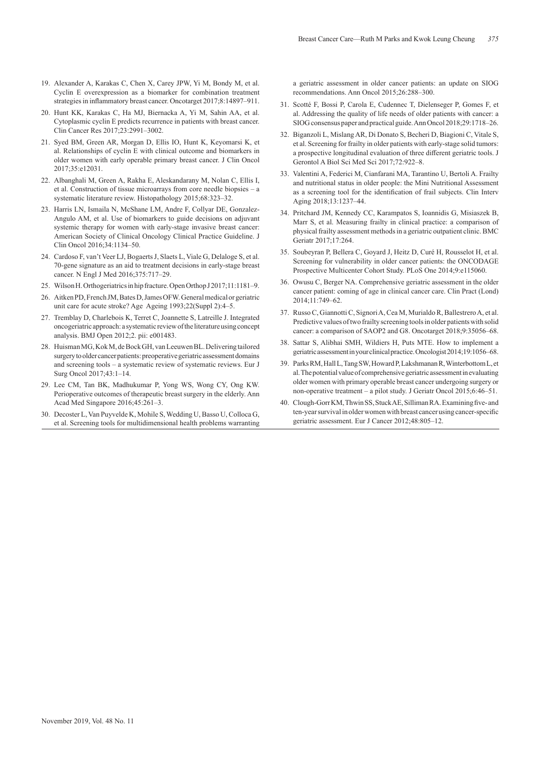19. Alexander A, Karakas C, Chen X, Carey JPW, Yi M, Bondy M, et al. Cyclin E overexpression as a biomarker for combination treatment strategies in inflammatory breast cancer. Oncotarget 2017;8:14897–911.
20. Hunt KK, Karakas C, Ha MJ, Biernacka A, Yi M, Sahin AA, et al. Cytoplasmic cyclin E predicts recurrence in patients with breast cancer. Clin Cancer Res 2017;23:2991–3002.
21. Syed BM, Green AR, Morgan D, Ellis IO, Hunt K, Keyomarsi K, et al. Relationships of cyclin E with clinical outcome and biomarkers in older women with early operable primary breast cancer. J Clin Oncol 2017;35:e12031.
22. Albanghali M, Green A, Rakha E, Aleskandarany M, Nolan C, Ellis I, et al. Construction of tissue microarrays from core needle biopsies – a systematic literature review. Histopathology 2015;68:323–32.
23. Harris LN, Ismaila N, McShane LM, Andre F, Collyar DE, Gonzalez-Angulo AM, et al. Use of biomarkers to guide decisions on adjuvant systemic therapy for women with early-stage invasive breast cancer: American Society of Clinical Oncology Clinical Practice Guideline. J Clin Oncol 2016;34:1134–50.
24. Cardoso F, van't Veer LJ, Bogaerts J, Slaets L, Viale G, Delaloge S, et al. 70-gene signature as an aid to treatment decisions in early-stage breast cancer. N Engl J Med 2016;375:717–29.
25. Wilson H. Orthogeriatrics in hip fracture. Open Orthop J 2017;11:1181–9.
26. Aitken PD, French JM, Bates D, James OFW. General medical or geriatric unit care for acute stroke? Age Ageing 1993;22(Suppl 2):4–5.
27. Tremblay D, Charlebois K, Terret C, Joannette S, Latreille J. Integrated oncogeriatric approach: a systematic review of the literature using concept analysis. BMJ Open 2012;2. pii: e001483.
28. Huisman MG, Kok M, de Bock GH, van Leeuwen BL. Delivering tailored surgery to older cancer patients: preoperative geriatric assessment domains and screening tools – a systematic review of systematic reviews. Eur J Surg Oncol 2017;43:1–14.
29. Lee CM, Tan BK, Madhukumar P, Yong WS, Wong CY, Ong KW. Perioperative outcomes of therapeutic breast surgery in the elderly. Ann Acad Med Singapore 2016;45:261–3.
30. Decoster L, Van Puyvelde K, Mohile S, Wedding U, Basso U, Colloca G, et al. Screening tools for multidimensional health problems warranting a geriatric assessment in older cancer patients: an update on SIOG recommendations. Ann Oncol 2015;26:288–300.
31. Scotté F, Bossi P, Carola E, Cudennec T, Dielenseger P, Gomes F, et al. Addressing the quality of life needs of older patients with cancer: a SIOG consensus paper and practical guide. Ann Oncol 2018;29:1718–26.
32. Biganzoli L, Mislang AR, Di Donato S, Becheri D, Biagioni C, Vitale S, et al. Screening for frailty in older patients with early-stage solid tumors: a prospective longitudinal evaluation of three different geriatric tools. J Gerontol A Biol Sci Med Sci 2017;72:922–8.
33. Valentini A, Federici M, Cianfarani MA, Tarantino U, Bertoli A. Frailty and nutritional status in older people: the Mini Nutritional Assessment as a screening tool for the identification of frail subjects. Clin Interv Aging 2018;13:1237–44.
34. Pritchard JM, Kennedy CC, Karampatos S, Ioannidis G, Misiaszek B, Marr S, et al. Measuring frailty in clinical practice: a comparison of physical frailty assessment methods in a geriatric outpatient clinic. BMC Geriatr 2017;17:264.
35. Soubeyran P, Bellera C, Goyard J, Heitz D, Curé H, Rousselot H, et al. Screening for vulnerability in older cancer patients: the ONCODAGE Prospective Multicenter Cohort Study. PLoS One 2014;9:e115060.
36. Owusu C, Berger NA. Comprehensive geriatric assessment in the older cancer patient: coming of age in clinical cancer care. Clin Pract (Lond) 2014;11:749–62.
37. Russo C, Giannotti C, Signori A, Cea M, Murialdo R, Ballestrero A, et al. Predictive values of two frailty screening tools in older patients with solid cancer: a comparison of SAOP2 and G8. Oncotarget 2018;9:35056–68.
38. Sattar S, Alibhai SMH, Wildiers H, Puts MTE. How to implement a geriatric assessment in your clinical practice. Oncologist 2014;19:1056–68.
39. Parks RM, Hall L, Tang SW, Howard P, Lakshmanan R, Winterbottom L, et al. The potential value of comprehensive geriatric assessment in evaluating older women with primary operable breast cancer undergoing surgery or non-operative treatment – a pilot study. J Geriatr Oncol 2015;6:46–51.
40. Clough-Gorr KM, Thwin SS, Stuck AE, Silliman RA. Examining five- and ten-year survival in older women with breast cancer using cancer-specific geriatric assessment. Eur J Cancer 2012;48:805–12.